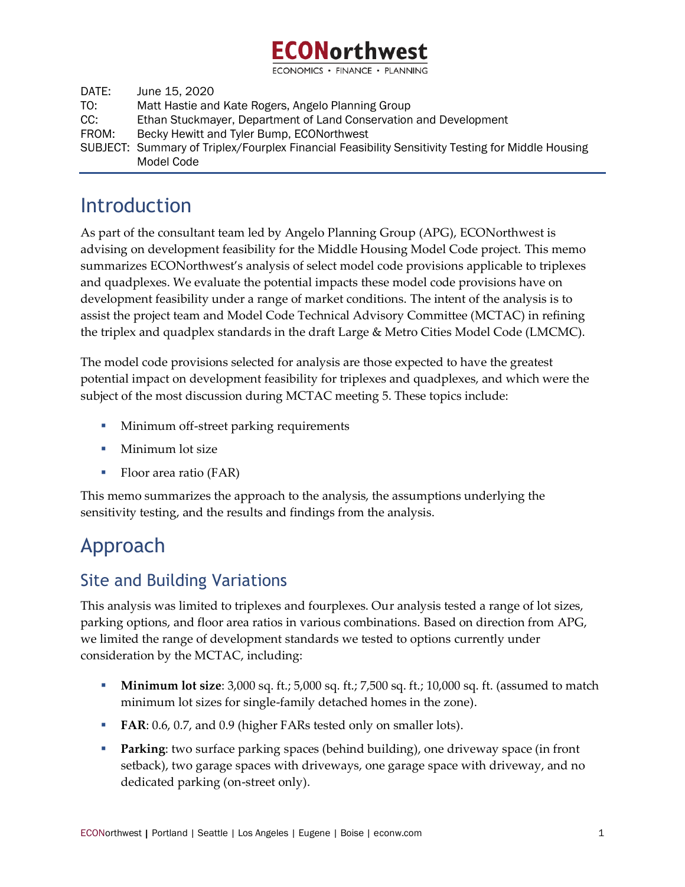# ECONorthwest

ECONOMICS • FINANCE • PLANNING

DATE: June 15, 2020
TO: Matt Hastie and Kate Rogers, Angelo Planning Group
CC: Ethan Stuckmayer, Department of Land Conservation and Development
FROM: Becky Hewitt and Tyler Bump, ECONorthwest
SUBJECT: Summary of Triplex/Fourplex Financial Feasibility Sensitivity Testing for Middle Housing Model Code

## Introduction

As part of the consultant team led by Angelo Planning Group (APG), ECONorthwest is advising on development feasibility for the Middle Housing Model Code project. This memo summarizes ECONorthwest's analysis of select model code provisions applicable to triplexes and quadplexes. We evaluate the potential impacts these model code provisions have on development feasibility under a range of market conditions. The intent of the analysis is to assist the project team and Model Code Technical Advisory Committee (MCTAC) in refining the triplex and quadplex standards in the draft Large & Metro Cities Model Code (LMCMC).

The model code provisions selected for analysis are those expected to have the greatest potential impact on development feasibility for triplexes and quadplexes, and which were the subject of the most discussion during MCTAC meeting 5. These topics include:

- Minimum off-street parking requirements
- Minimum lot size
- Floor area ratio (FAR)

This memo summarizes the approach to the analysis, the assumptions underlying the sensitivity testing, and the results and findings from the analysis.

## Approach

### Site and Building Variations

This analysis was limited to triplexes and fourplexes. Our analysis tested a range of lot sizes, parking options, and floor area ratios in various combinations. Based on direction from APG, we limited the range of development standards we tested to options currently under consideration by the MCTAC, including:

- **Minimum lot size**: 3,000 sq. ft.; 5,000 sq. ft.; 7,500 sq. ft.; 10,000 sq. ft. (assumed to match minimum lot sizes for single-family detached homes in the zone).
- **FAR**: 0.6, 0.7, and 0.9 (higher FARs tested only on smaller lots).
- **Parking**: two surface parking spaces (behind building), one driveway space (in front setback), two garage spaces with driveways, one garage space with driveway, and no dedicated parking (on-street only).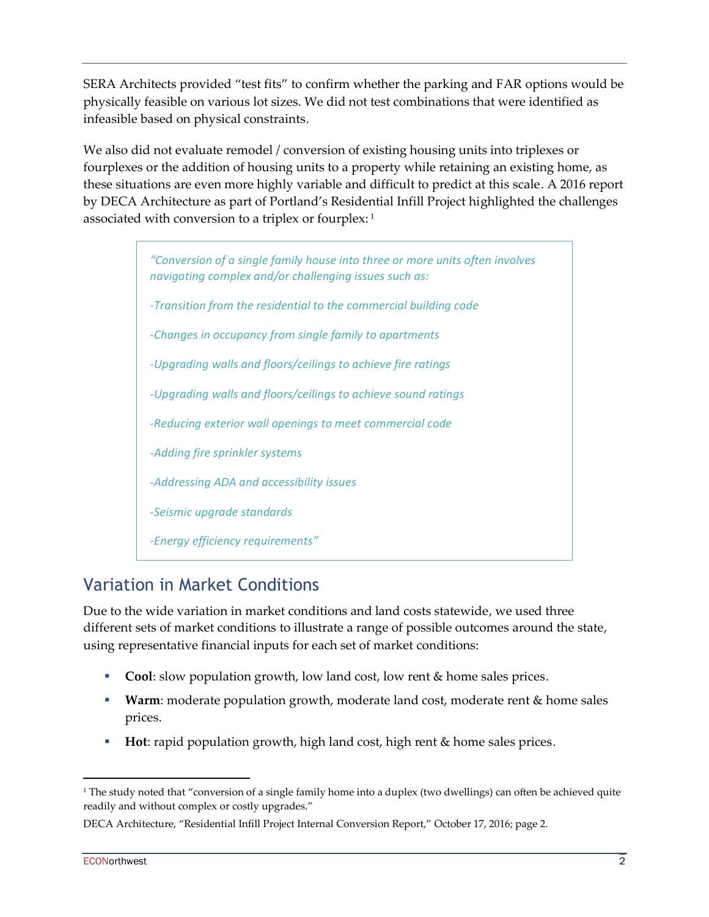SERA Architects provided "test fits" to confirm whether the parking and FAR options would be physically feasible on various lot sizes. We did not test combinations that were identified as infeasible based on physical constraints.

We also did not evaluate remodel / conversion of existing housing units into triplexes or fourplexes or the addition of housing units to a property while retaining an existing home, as these situations are even more highly variable and difficult to predict at this scale. A 2016 report by DECA Architecture as part of Portland's Residential Infill Project highlighted the challenges associated with conversion to a triplex or fourplex: [1]

> *"Conversion of a single family house into three or more units often involves navigating complex and/or challenging issues such as:*
>
> *-Transition from the residential to the commercial building code*
>
> *-Changes in occupancy from single family to apartments*
>
> *-Upgrading walls and floors/ceilings to achieve fire ratings*
>
> *-Upgrading walls and floors/ceilings to achieve sound ratings*
>
> *-Reducing exterior wall openings to meet commercial code*
>
> *-Adding fire sprinkler systems*
>
> *-Addressing ADA and accessibility issues*
>
> *-Seismic upgrade standards*
>
> *-Energy efficiency requirements"*

## Variation in Market Conditions

Due to the wide variation in market conditions and land costs statewide, we used three different sets of market conditions to illustrate a range of possible outcomes around the state, using representative financial inputs for each set of market conditions:

- **Cool**: slow population growth, low land cost, low rent & home sales prices.
- **Warm**: moderate population growth, moderate land cost, moderate rent & home sales prices.
- **Hot**: rapid population growth, high land cost, high rent & home sales prices.

---

[1] The study noted that "conversion of a single family home into a duplex (two dwellings) can often be achieved quite readily and without complex or costly upgrades."

DECA Architecture, "Residential Infill Project Internal Conversion Report," October 17, 2016; page 2.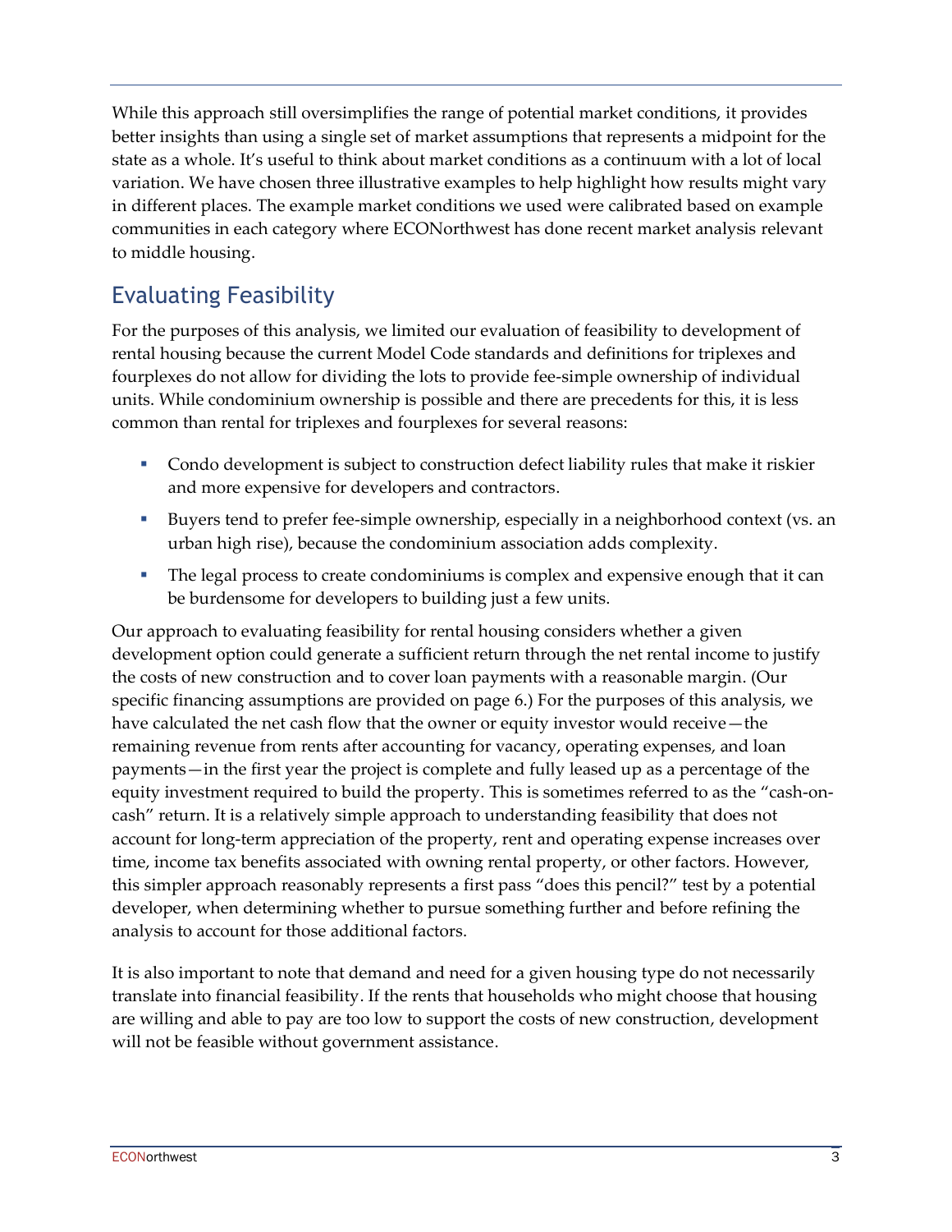While this approach still oversimplifies the range of potential market conditions, it provides better insights than using a single set of market assumptions that represents a midpoint for the state as a whole. It's useful to think about market conditions as a continuum with a lot of local variation. We have chosen three illustrative examples to help highlight how results might vary in different places. The example market conditions we used were calibrated based on example communities in each category where ECONorthwest has done recent market analysis relevant to middle housing.

## Evaluating Feasibility

For the purposes of this analysis, we limited our evaluation of feasibility to development of rental housing because the current Model Code standards and definitions for triplexes and fourplexes do not allow for dividing the lots to provide fee-simple ownership of individual units. While condominium ownership is possible and there are precedents for this, it is less common than rental for triplexes and fourplexes for several reasons:

- Condo development is subject to construction defect liability rules that make it riskier and more expensive for developers and contractors.
- Buyers tend to prefer fee-simple ownership, especially in a neighborhood context (vs. an urban high rise), because the condominium association adds complexity.
- The legal process to create condominiums is complex and expensive enough that it can be burdensome for developers to building just a few units.

Our approach to evaluating feasibility for rental housing considers whether a given development option could generate a sufficient return through the net rental income to justify the costs of new construction and to cover loan payments with a reasonable margin. (Our specific financing assumptions are provided on page 6.) For the purposes of this analysis, we have calculated the net cash flow that the owner or equity investor would receive—the remaining revenue from rents after accounting for vacancy, operating expenses, and loan payments—in the first year the project is complete and fully leased up as a percentage of the equity investment required to build the property. This is sometimes referred to as the "cash-on-cash" return. It is a relatively simple approach to understanding feasibility that does not account for long-term appreciation of the property, rent and operating expense increases over time, income tax benefits associated with owning rental property, or other factors. However, this simpler approach reasonably represents a first pass "does this pencil?" test by a potential developer, when determining whether to pursue something further and before refining the analysis to account for those additional factors.

It is also important to note that demand and need for a given housing type do not necessarily translate into financial feasibility. If the rents that households who might choose that housing are willing and able to pay are too low to support the costs of new construction, development will not be feasible without government assistance.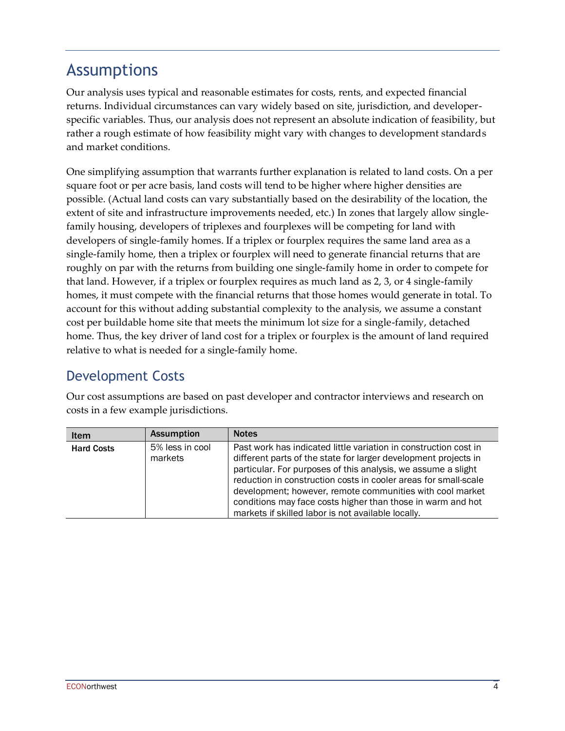# Assumptions

Our analysis uses typical and reasonable estimates for costs, rents, and expected financial returns. Individual circumstances can vary widely based on site, jurisdiction, and developer-specific variables. Thus, our analysis does not represent an absolute indication of feasibility, but rather a rough estimate of how feasibility might vary with changes to development standards and market conditions.

One simplifying assumption that warrants further explanation is related to land costs. On a per square foot or per acre basis, land costs will tend to be higher where higher densities are possible. (Actual land costs can vary substantially based on the desirability of the location, the extent of site and infrastructure improvements needed, etc.) In zones that largely allow single-family housing, developers of triplexes and fourplexes will be competing for land with developers of single-family homes. If a triplex or fourplex requires the same land area as a single-family home, then a triplex or fourplex will need to generate financial returns that are roughly on par with the returns from building one single-family home in order to compete for that land. However, if a triplex or fourplex requires as much land as 2, 3, or 4 single-family homes, it must compete with the financial returns that those homes would generate in total. To account for this without adding substantial complexity to the analysis, we assume a constant cost per buildable home site that meets the minimum lot size for a single-family, detached home. Thus, the key driver of land cost for a triplex or fourplex is the amount of land required relative to what is needed for a single-family home.

## Development Costs

Our cost assumptions are based on past developer and contractor interviews and research on costs in a few example jurisdictions.

| Item | Assumption | Notes |
|---|---|---|
| **Hard Costs** | 5% less in cool markets | Past work has indicated little variation in construction cost in different parts of the state for larger development projects in particular. For purposes of this analysis, we assume a slight reduction in construction costs in cooler areas for small-scale development; however, remote communities with cool market conditions may face costs higher than those in warm and hot markets if skilled labor is not available locally. |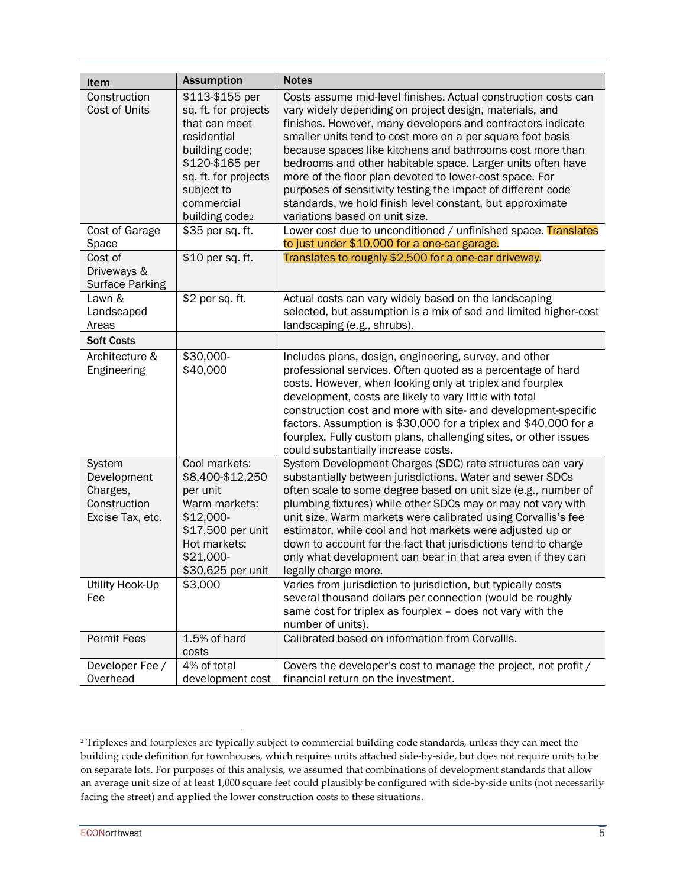| Item | Assumption | Notes |
|---|---|---|
| Construction Cost of Units | \$113-\$155 per sq. ft. for projects that can meet residential building code; \$120-\$165 per sq. ft. for projects subject to commercial building code[2] | Costs assume mid-level finishes. Actual construction costs can vary widely depending on project design, materials, and finishes. However, many developers and contractors indicate smaller units tend to cost more on a per square foot basis because spaces like kitchens and bathrooms cost more than bedrooms and other habitable space. Larger units often have more of the floor plan devoted to lower-cost space. For purposes of sensitivity testing the impact of different code standards, we hold finish level constant, but approximate variations based on unit size. |
| Cost of Garage Space | \$35 per sq. ft. | Lower cost due to unconditioned / unfinished space. Translates to just under \$10,000 for a one-car garage. |
| Cost of Driveways & Surface Parking | \$10 per sq. ft. | Translates to roughly \$2,500 for a one-car driveway. |
| Lawn & Landscaped Areas | \$2 per sq. ft. | Actual costs can vary widely based on the landscaping selected, but assumption is a mix of sod and limited higher-cost landscaping (e.g., shrubs). |
| **Soft Costs** | | |
| Architecture & Engineering | \$30,000-\$40,000 | Includes plans, design, engineering, survey, and other professional services. Often quoted as a percentage of hard costs. However, when looking only at triplex and fourplex development, costs are likely to vary little with total construction cost and more with site- and development-specific factors. Assumption is \$30,000 for a triplex and \$40,000 for a fourplex. Fully custom plans, challenging sites, or other issues could substantially increase costs. |
| System Development Charges, Construction Excise Tax, etc. | Cool markets: \$8,400-\$12,250 per unit<br>Warm markets: \$12,000-\$17,500 per unit<br>Hot markets: \$21,000-\$30,625 per unit | System Development Charges (SDC) rate structures can vary substantially between jurisdictions. Water and sewer SDCs often scale to some degree based on unit size (e.g., number of plumbing fixtures) while other SDCs may or may not vary with unit size. Warm markets were calibrated using Corvallis's fee estimator, while cool and hot markets were adjusted up or down to account for the fact that jurisdictions tend to charge only what development can bear in that area even if they can legally charge more. |
| Utility Hook-Up Fee | \$3,000 | Varies from jurisdiction to jurisdiction, but typically costs several thousand dollars per connection (would be roughly same cost for triplex as fourplex – does not vary with the number of units). |
| Permit Fees | 1.5% of hard costs | Calibrated based on information from Corvallis. |
| Developer Fee / Overhead | 4% of total development cost | Covers the developer's cost to manage the project, not profit / financial return on the investment. |

[2] Triplexes and fourplexes are typically subject to commercial building code standards, unless they can meet the building code definition for townhouses, which requires units attached side-by-side, but does not require units to be on separate lots. For purposes of this analysis, we assumed that combinations of development standards that allow an average unit size of at least 1,000 square feet could plausibly be configured with side-by-side units (not necessarily facing the street) and applied the lower construction costs to these situations.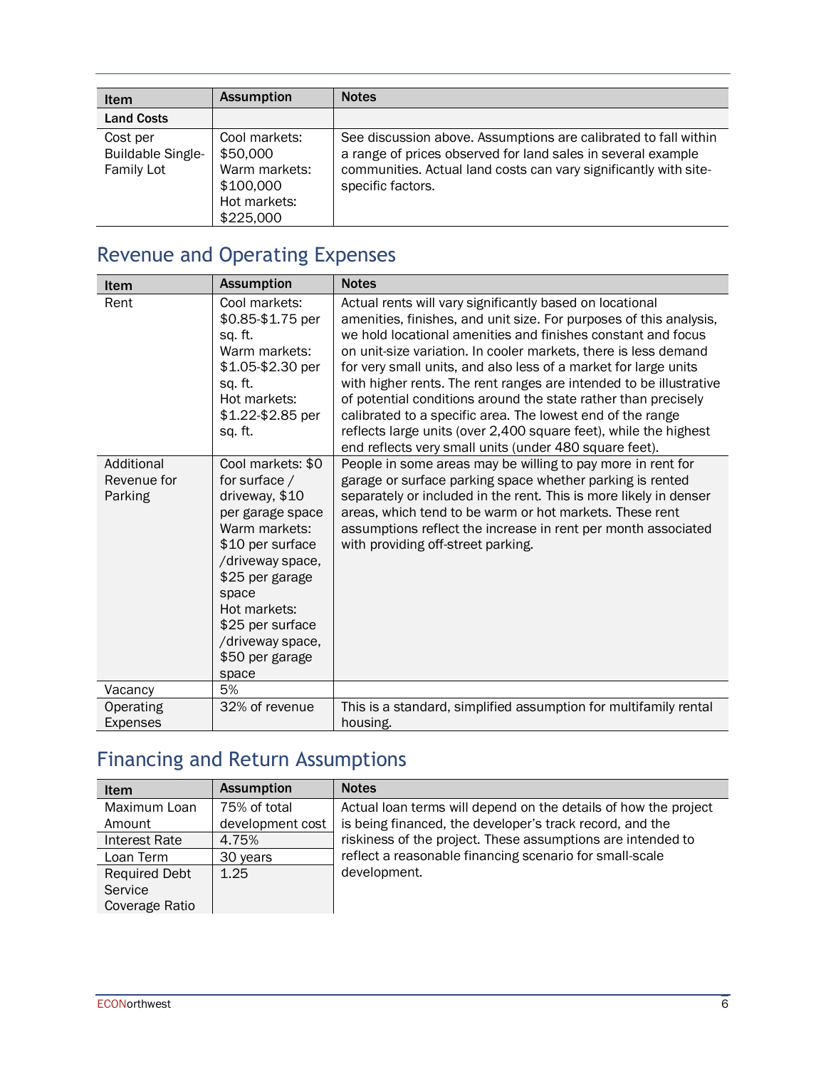| Item | Assumption | Notes |
|---|---|---|
| **Land Costs** | | |
| Cost per Buildable Single-Family Lot | Cool markets: $50,000<br>Warm markets: $100,000<br>Hot markets: $225,000 | See discussion above. Assumptions are calibrated to fall within a range of prices observed for land sales in several example communities. Actual land costs can vary significantly with site-specific factors. |

## Revenue and Operating Expenses

| Item | Assumption | Notes |
|---|---|---|
| Rent | Cool markets: $0.85-$1.75 per sq. ft.<br>Warm markets: $1.05-$2.30 per sq. ft.<br>Hot markets: $1.22-$2.85 per sq. ft. | Actual rents will vary significantly based on locational amenities, finishes, and unit size. For purposes of this analysis, we hold locational amenities and finishes constant and focus on unit-size variation. In cooler markets, there is less demand for very small units, and also less of a market for large units with higher rents. The rent ranges are intended to be illustrative of potential conditions around the state rather than precisely calibrated to a specific area. The lowest end of the range reflects large units (over 2,400 square feet), while the highest end reflects very small units (under 480 square feet). |
| Additional Revenue for Parking | Cool markets: $0 for surface / driveway, $10 per garage space<br>Warm markets: $10 per surface /driveway space, $25 per garage space<br>Hot markets: $25 per surface /driveway space, $50 per garage space | People in some areas may be willing to pay more in rent for garage or surface parking space whether parking is rented separately or included in the rent. This is more likely in denser areas, which tend to be warm or hot markets. These rent assumptions reflect the increase in rent per month associated with providing off-street parking. |
| Vacancy | 5% | |
| Operating Expenses | 32% of revenue | This is a standard, simplified assumption for multifamily rental housing. |

## Financing and Return Assumptions

| Item | Assumption | Notes |
|---|---|---|
| Maximum Loan Amount | 75% of total development cost | Actual loan terms will depend on the details of how the project is being financed, the developer's track record, and the riskiness of the project. These assumptions are intended to reflect a reasonable financing scenario for small-scale development. |
| Interest Rate | 4.75% | |
| Loan Term | 30 years | |
| Required Debt Service Coverage Ratio | 1.25 | |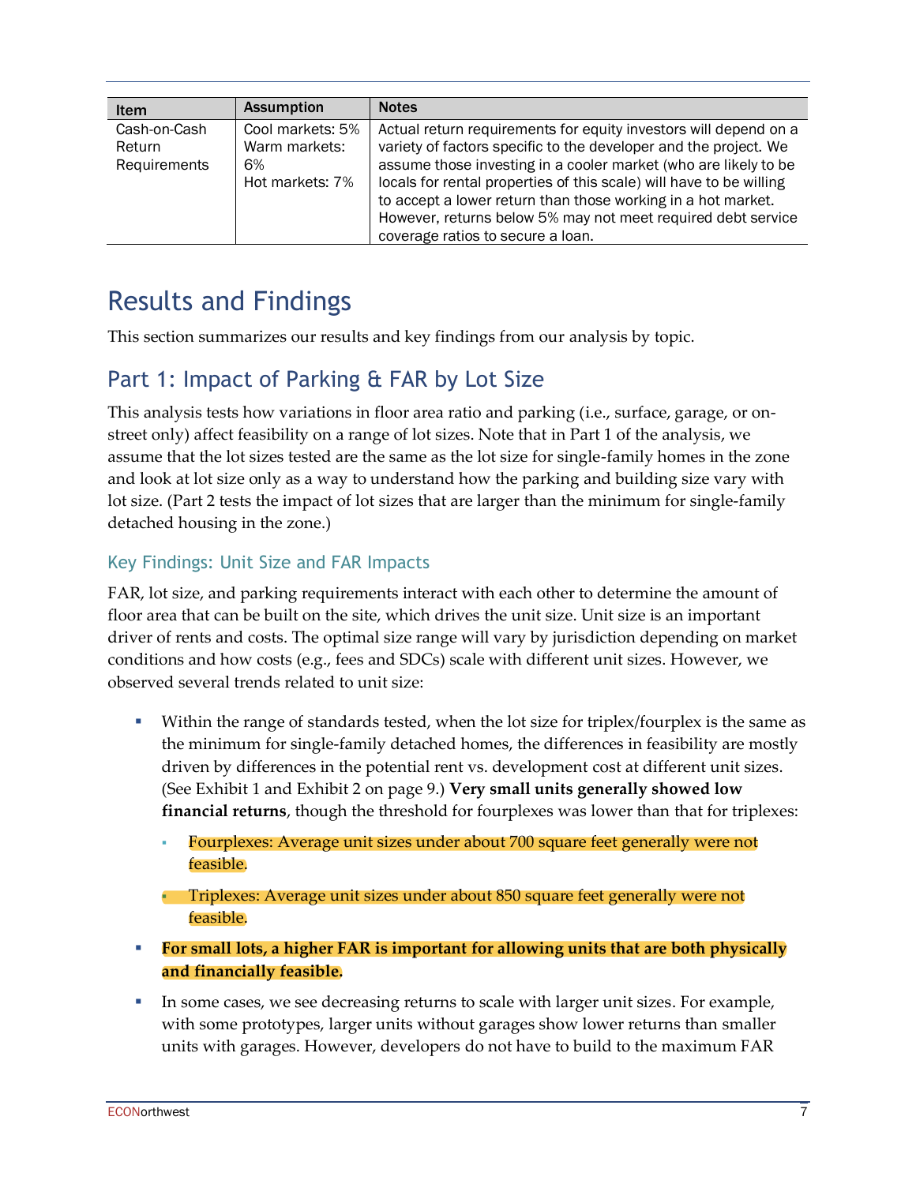| Item | Assumption | Notes |
|---|---|---|
| Cash-on-Cash Return Requirements | Cool markets: 5%<br>Warm markets: 6%<br>Hot markets: 7% | Actual return requirements for equity investors will depend on a variety of factors specific to the developer and the project. We assume those investing in a cooler market (who are likely to be locals for rental properties of this scale) will have to be willing to accept a lower return than those working in a hot market. However, returns below 5% may not meet required debt service coverage ratios to secure a loan. |

# Results and Findings

This section summarizes our results and key findings from our analysis by topic.

## Part 1: Impact of Parking & FAR by Lot Size

This analysis tests how variations in floor area ratio and parking (i.e., surface, garage, or on-street only) affect feasibility on a range of lot sizes. Note that in Part 1 of the analysis, we assume that the lot sizes tested are the same as the lot size for single-family homes in the zone and look at lot size only as a way to understand how the parking and building size vary with lot size. (Part 2 tests the impact of lot sizes that are larger than the minimum for single-family detached housing in the zone.)

### Key Findings: Unit Size and FAR Impacts

FAR, lot size, and parking requirements interact with each other to determine the amount of floor area that can be built on the site, which drives the unit size. Unit size is an important driver of rents and costs. The optimal size range will vary by jurisdiction depending on market conditions and how costs (e.g., fees and SDCs) scale with different unit sizes. However, we observed several trends related to unit size:

- Within the range of standards tested, when the lot size for triplex/fourplex is the same as the minimum for single-family detached homes, the differences in feasibility are mostly driven by differences in the potential rent vs. development cost at different unit sizes. (See Exhibit 1 and Exhibit 2 on page 9.) **Very small units generally showed low financial returns**, though the threshold for fourplexes was lower than that for triplexes:
  - Fourplexes: Average unit sizes under about 700 square feet generally were not feasible.
  - Triplexes: Average unit sizes under about 850 square feet generally were not feasible.
- **For small lots, a higher FAR is important for allowing units that are both physically and financially feasible.**
- In some cases, we see decreasing returns to scale with larger unit sizes. For example, with some prototypes, larger units without garages show lower returns than smaller units with garages. However, developers do not have to build to the maximum FAR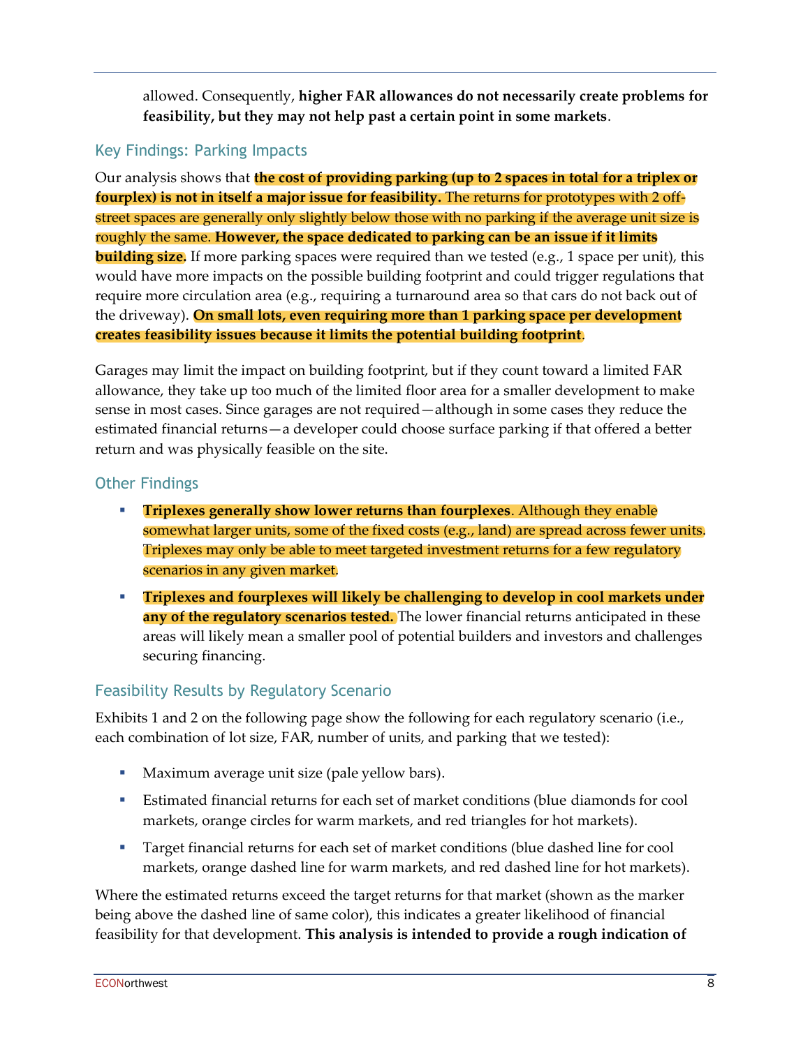allowed. Consequently, **higher FAR allowances do not necessarily create problems for feasibility, but they may not help past a certain point in some markets**.

## Key Findings: Parking Impacts

Our analysis shows that **the cost of providing parking (up to 2 spaces in total for a triplex or fourplex) is not in itself a major issue for feasibility.** The returns for prototypes with 2 off-street spaces are generally only slightly below those with no parking if the average unit size is roughly the same. **However, the space dedicated to parking can be an issue if it limits building size.** If more parking spaces were required than we tested (e.g., 1 space per unit), this would have more impacts on the possible building footprint and could trigger regulations that require more circulation area (e.g., requiring a turnaround area so that cars do not back out of the driveway). **On small lots, even requiring more than 1 parking space per development creates feasibility issues because it limits the potential building footprint**.

Garages may limit the impact on building footprint, but if they count toward a limited FAR allowance, they take up too much of the limited floor area for a smaller development to make sense in most cases. Since garages are not required—although in some cases they reduce the estimated financial returns—a developer could choose surface parking if that offered a better return and was physically feasible on the site.

## Other Findings

- **Triplexes generally show lower returns than fourplexes**. Although they enable somewhat larger units, some of the fixed costs (e.g., land) are spread across fewer units. Triplexes may only be able to meet targeted investment returns for a few regulatory scenarios in any given market.
- **Triplexes and fourplexes will likely be challenging to develop in cool markets under any of the regulatory scenarios tested.** The lower financial returns anticipated in these areas will likely mean a smaller pool of potential builders and investors and challenges securing financing.

## Feasibility Results by Regulatory Scenario

Exhibits 1 and 2 on the following page show the following for each regulatory scenario (i.e., each combination of lot size, FAR, number of units, and parking that we tested):

- Maximum average unit size (pale yellow bars).
- Estimated financial returns for each set of market conditions (blue diamonds for cool markets, orange circles for warm markets, and red triangles for hot markets).
- Target financial returns for each set of market conditions (blue dashed line for cool markets, orange dashed line for warm markets, and red dashed line for hot markets).

Where the estimated returns exceed the target returns for that market (shown as the marker being above the dashed line of same color), this indicates a greater likelihood of financial feasibility for that development. **This analysis is intended to provide a rough indication of**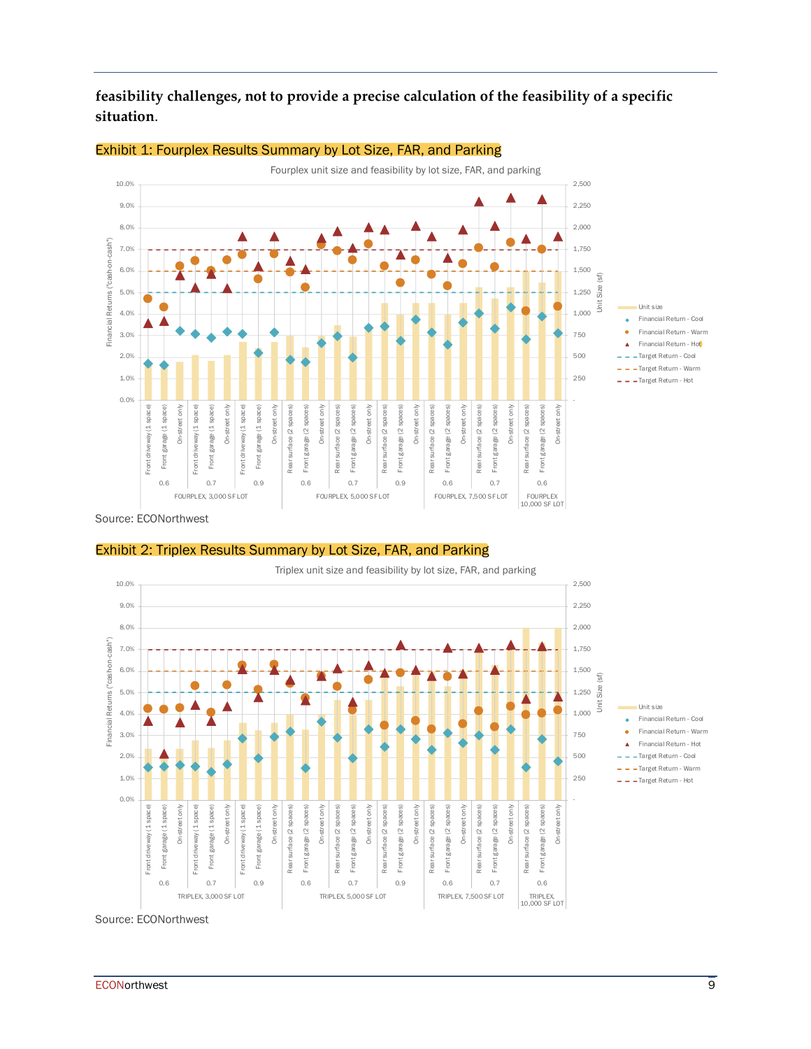**feasibility challenges, not to provide a precise calculation of the feasibility of a specific situation**.

### Exhibit 1: Fourplex Results Summary by Lot Size, FAR, and Parking

Source: ECONorthwest

### Exhibit 2: Triplex Results Summary by Lot Size, FAR, and Parking

Source: ECONorthwest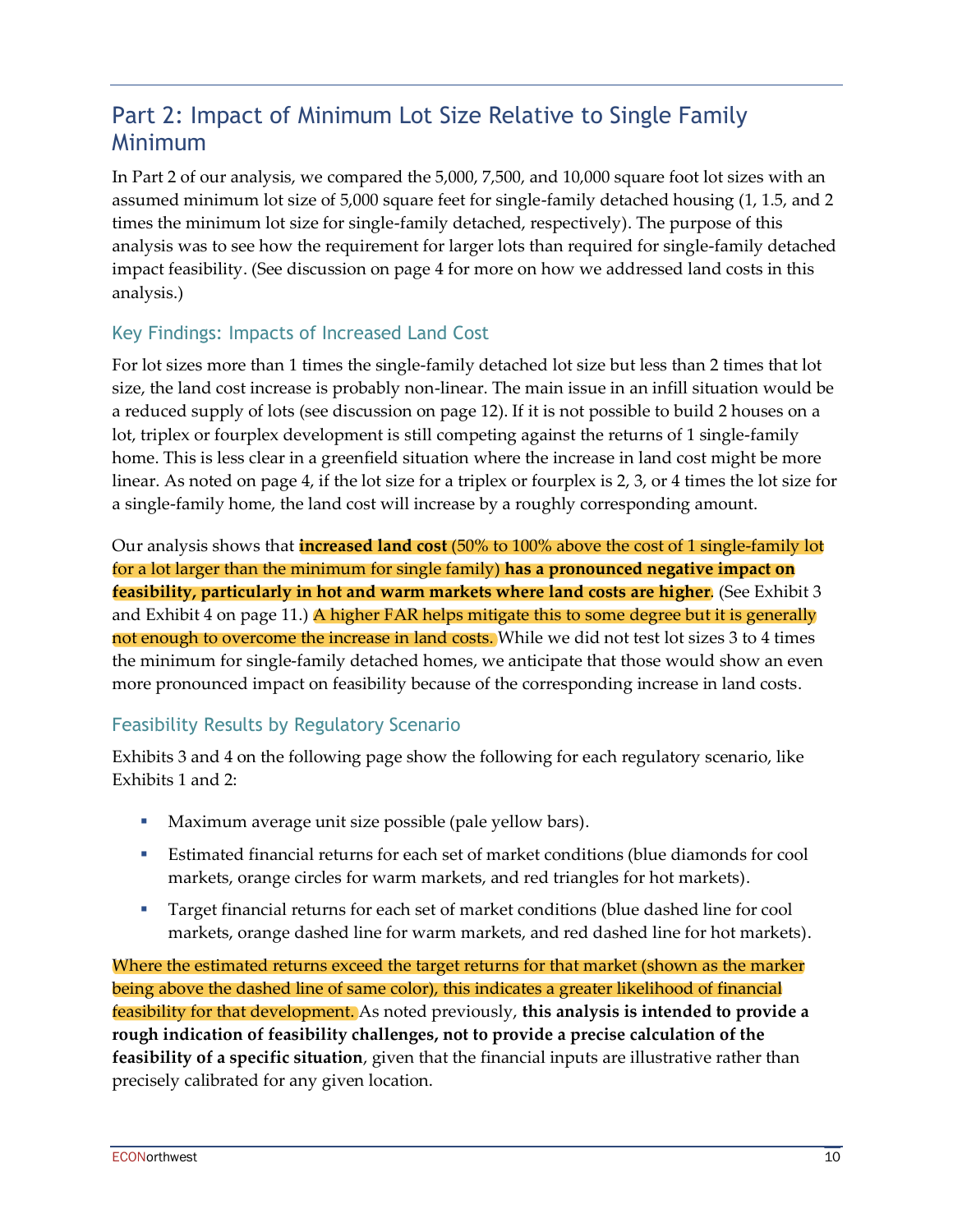## Part 2: Impact of Minimum Lot Size Relative to Single Family Minimum

In Part 2 of our analysis, we compared the 5,000, 7,500, and 10,000 square foot lot sizes with an assumed minimum lot size of 5,000 square feet for single-family detached housing (1, 1.5, and 2 times the minimum lot size for single-family detached, respectively). The purpose of this analysis was to see how the requirement for larger lots than required for single-family detached impact feasibility. (See discussion on page 4 for more on how we addressed land costs in this analysis.)

### Key Findings: Impacts of Increased Land Cost

For lot sizes more than 1 times the single-family detached lot size but less than 2 times that lot size, the land cost increase is probably non-linear. The main issue in an infill situation would be a reduced supply of lots (see discussion on page 12). If it is not possible to build 2 houses on a lot, triplex or fourplex development is still competing against the returns of 1 single-family home. This is less clear in a greenfield situation where the increase in land cost might be more linear. As noted on page 4, if the lot size for a triplex or fourplex is 2, 3, or 4 times the lot size for a single-family home, the land cost will increase by a roughly corresponding amount.

Our analysis shows that **increased land cost** (50% to 100% above the cost of 1 single-family lot for a lot larger than the minimum for single family) **has a pronounced negative impact on feasibility, particularly in hot and warm markets where land costs are higher**. (See Exhibit 3 and Exhibit 4 on page 11.) A higher FAR helps mitigate this to some degree but it is generally not enough to overcome the increase in land costs. While we did not test lot sizes 3 to 4 times the minimum for single-family detached homes, we anticipate that those would show an even more pronounced impact on feasibility because of the corresponding increase in land costs.

### Feasibility Results by Regulatory Scenario

Exhibits 3 and 4 on the following page show the following for each regulatory scenario, like Exhibits 1 and 2:

- Maximum average unit size possible (pale yellow bars).
- Estimated financial returns for each set of market conditions (blue diamonds for cool markets, orange circles for warm markets, and red triangles for hot markets).
- Target financial returns for each set of market conditions (blue dashed line for cool markets, orange dashed line for warm markets, and red dashed line for hot markets).

Where the estimated returns exceed the target returns for that market (shown as the marker being above the dashed line of same color), this indicates a greater likelihood of financial feasibility for that development. As noted previously, **this analysis is intended to provide a rough indication of feasibility challenges, not to provide a precise calculation of the feasibility of a specific situation**, given that the financial inputs are illustrative rather than precisely calibrated for any given location.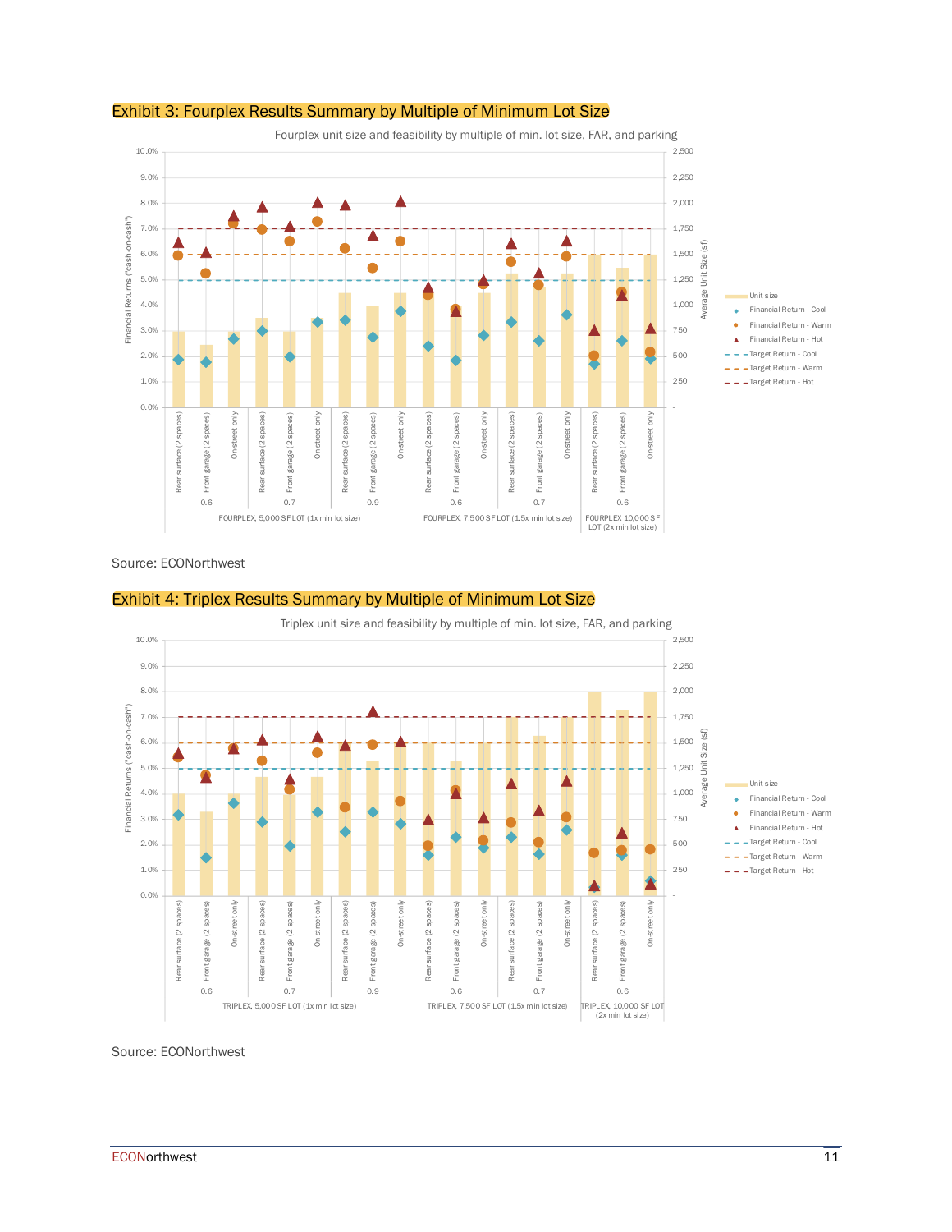## Exhibit 3: Fourplex Results Summary by Multiple of Minimum Lot Size

Fourplex unit size and feasibility by multiple of min. lot size, FAR, and parking

Source: ECONorthwest

## Exhibit 4: Triplex Results Summary by Multiple of Minimum Lot Size

Triplex unit size and feasibility by multiple of min. lot size, FAR, and parking

Source: ECONorthwest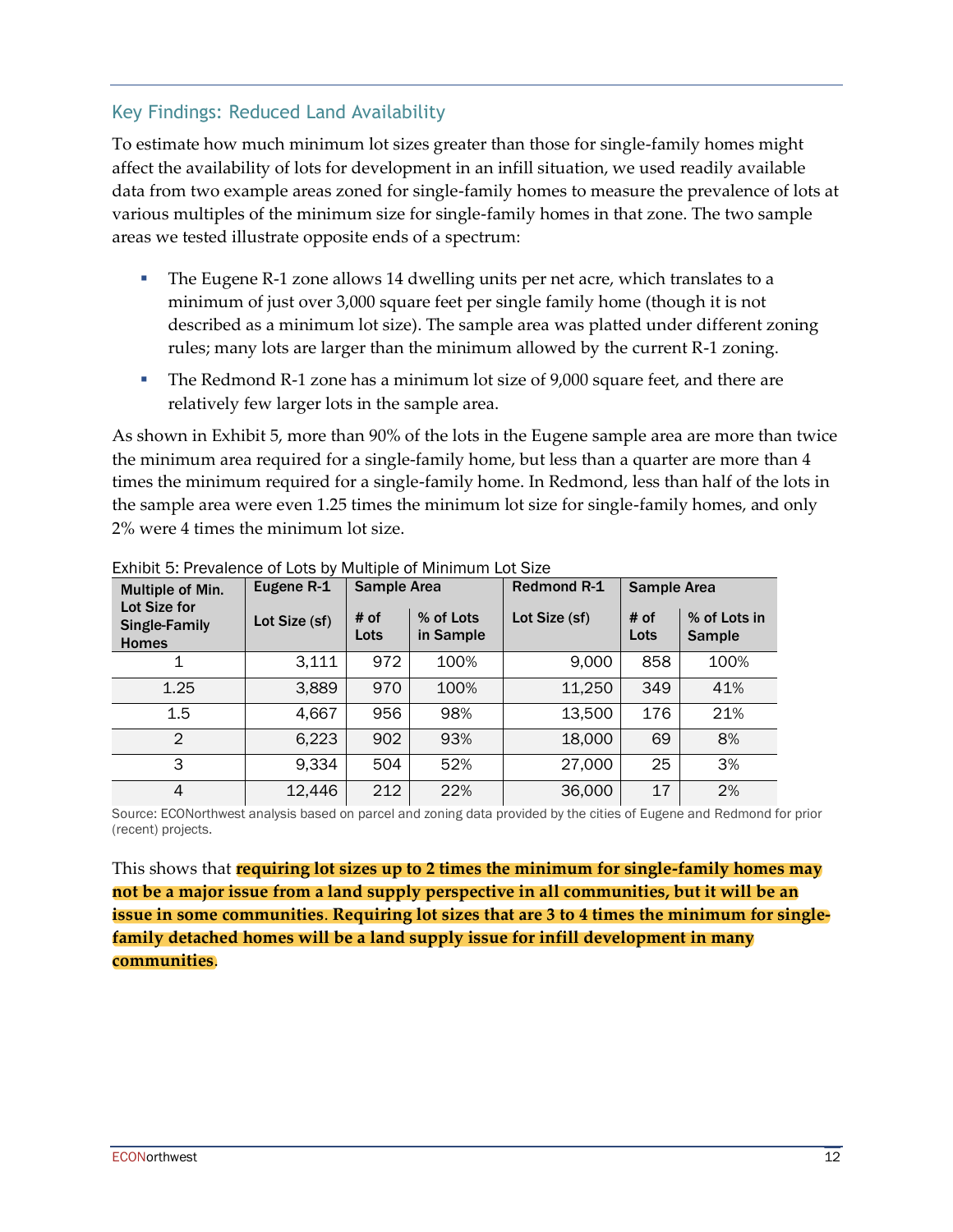## Key Findings: Reduced Land Availability

To estimate how much minimum lot sizes greater than those for single-family homes might affect the availability of lots for development in an infill situation, we used readily available data from two example areas zoned for single-family homes to measure the prevalence of lots at various multiples of the minimum size for single-family homes in that zone. The two sample areas we tested illustrate opposite ends of a spectrum:

- The Eugene R-1 zone allows 14 dwelling units per net acre, which translates to a minimum of just over 3,000 square feet per single family home (though it is not described as a minimum lot size). The sample area was platted under different zoning rules; many lots are larger than the minimum allowed by the current R-1 zoning.
- The Redmond R-1 zone has a minimum lot size of 9,000 square feet, and there are relatively few larger lots in the sample area.

As shown in Exhibit 5, more than 90% of the lots in the Eugene sample area are more than twice the minimum area required for a single-family home, but less than a quarter are more than 4 times the minimum required for a single-family home. In Redmond, less than half of the lots in the sample area were even 1.25 times the minimum lot size for single-family homes, and only 2% were 4 times the minimum lot size.

Exhibit 5: Prevalence of Lots by Multiple of Minimum Lot Size

| Multiple of Min. Lot Size for Single-Family Homes | Eugene R-1 | Sample Area | | Redmond R-1 | Sample Area | |
|---|---|---|---|---|---|---|
| | Lot Size (sf) | # of Lots | % of Lots in Sample | Lot Size (sf) | # of Lots | % of Lots in Sample |
| 1 | 3,111 | 972 | 100% | 9,000 | 858 | 100% |
| 1.25 | 3,889 | 970 | 100% | 11,250 | 349 | 41% |
| 1.5 | 4,667 | 956 | 98% | 13,500 | 176 | 21% |
| 2 | 6,223 | 902 | 93% | 18,000 | 69 | 8% |
| 3 | 9,334 | 504 | 52% | 27,000 | 25 | 3% |
| 4 | 12,446 | 212 | 22% | 36,000 | 17 | 2% |

Source: ECONorthwest analysis based on parcel and zoning data provided by the cities of Eugene and Redmond for prior (recent) projects.

This shows that **requiring lot sizes up to 2 times the minimum for single-family homes may not be a major issue from a land supply perspective in all communities, but it will be an issue in some communities. Requiring lot sizes that are 3 to 4 times the minimum for single-family detached homes will be a land supply issue for infill development in many communities**.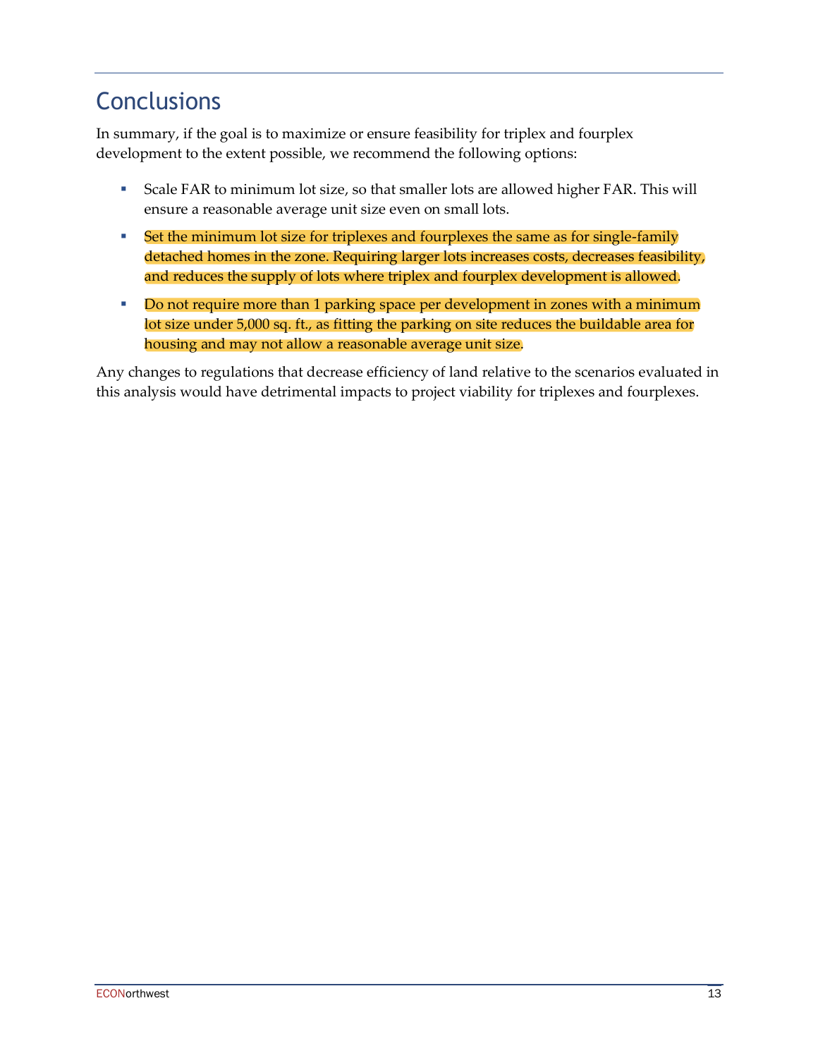## Conclusions

In summary, if the goal is to maximize or ensure feasibility for triplex and fourplex development to the extent possible, we recommend the following options:

- Scale FAR to minimum lot size, so that smaller lots are allowed higher FAR. This will ensure a reasonable average unit size even on small lots.
- Set the minimum lot size for triplexes and fourplexes the same as for single-family detached homes in the zone. Requiring larger lots increases costs, decreases feasibility, and reduces the supply of lots where triplex and fourplex development is allowed.
- Do not require more than 1 parking space per development in zones with a minimum lot size under 5,000 sq. ft., as fitting the parking on site reduces the buildable area for housing and may not allow a reasonable average unit size.

Any changes to regulations that decrease efficiency of land relative to the scenarios evaluated in this analysis would have detrimental impacts to project viability for triplexes and fourplexes.